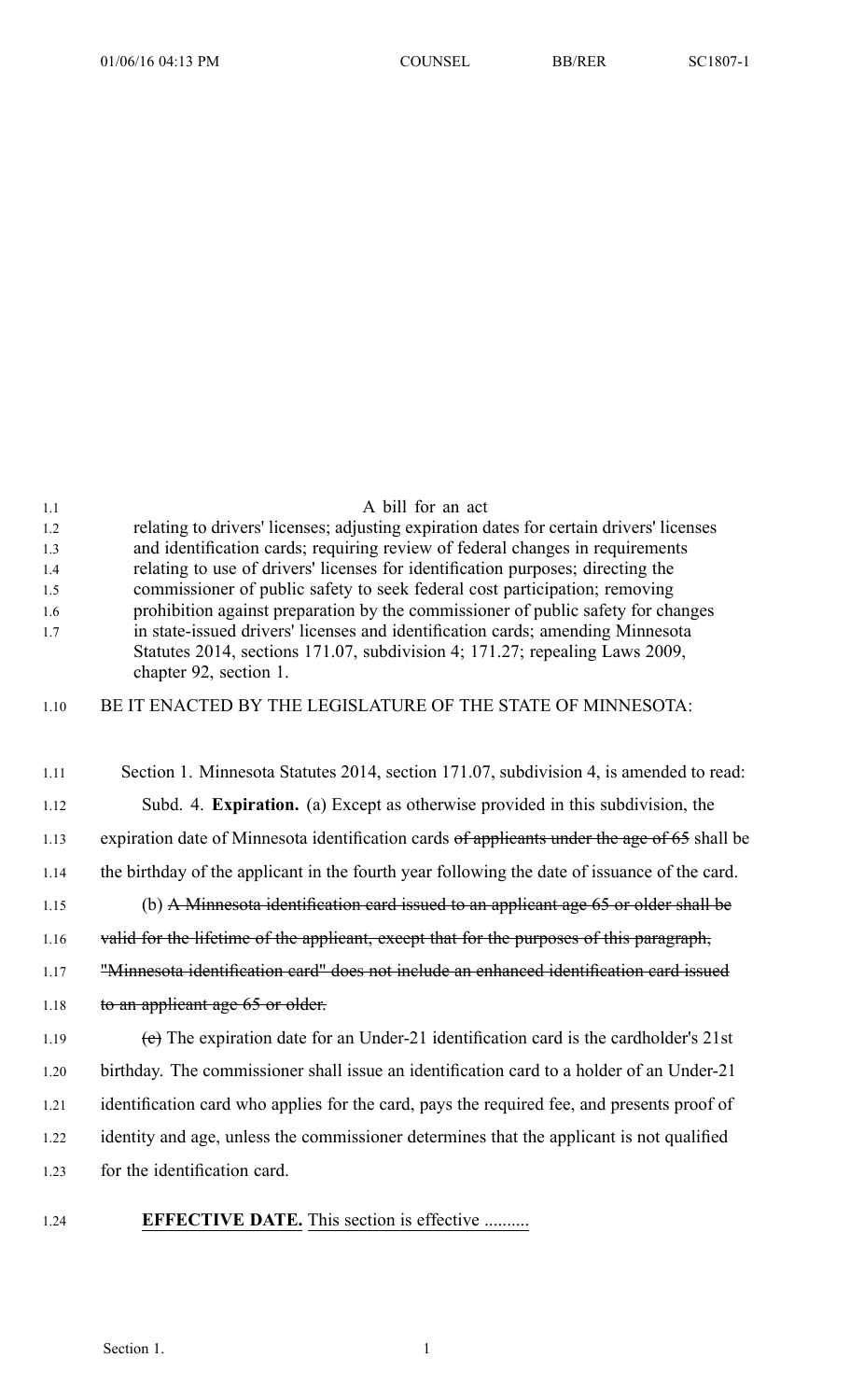A bill for an act

relating to drivers' licenses; adjusting expiration dates for certain drivers' licenses and identification cards; requiring review of federal changes in requirements relating to use of drivers' licenses for identification purposes; directing the commissioner of public safety to seek federal cost participation; removing prohibition against preparation by the commissioner of public safety for changes in state-issued drivers' licenses and identification cards; amending Minnesota Statutes 2014, sections 171.07, subdivision 4; 171.27; repealing Laws 2009, chapter 92, section 1.

BE IT ENACTED BY THE LEGISLATURE OF THE STATE OF MINNESOTA:

Section 1. Minnesota Statutes 2014, section 171.07, subdivision 4, is amended to read:

Subd. 4. **Expiration.** (a) Except as otherwise provided in this subdivision, the expiration date of Minnesota identification cards ~~of applicants under the age of 65~~ shall be the birthday of the applicant in the fourth year following the date of issuance of the card.

(b) ~~A Minnesota identification card issued to an applicant age 65 or older shall be valid for the lifetime of the applicant, except that for the purposes of this paragraph, "Minnesota identification card" does not include an enhanced identification card issued to an applicant age 65 or older.~~

~~(c)~~ The expiration date for an Under-21 identification card is the cardholder's 21st birthday. The commissioner shall issue an identification card to a holder of an Under-21 identification card who applies for the card, pays the required fee, and presents proof of identity and age, unless the commissioner determines that the applicant is not qualified for the identification card.

**EFFECTIVE DATE.** This section is effective ..........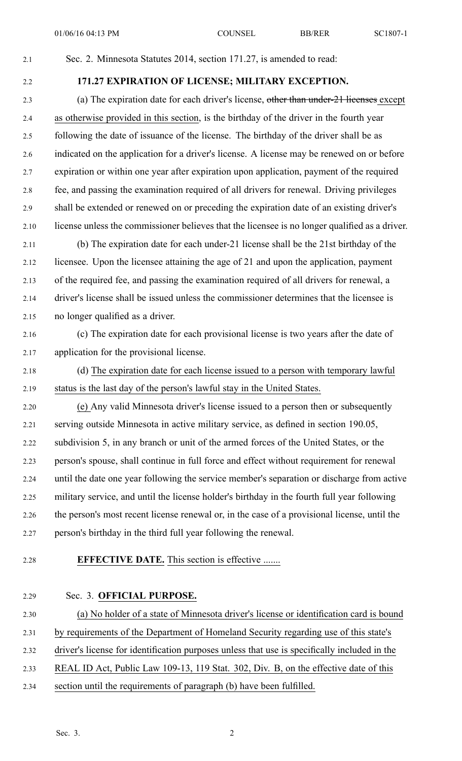Sec. 2. Minnesota Statutes 2014, section 171.27, is amended to read:

**171.27 EXPIRATION OF LICENSE; MILITARY EXCEPTION.**

(a) The expiration date for each driver's license, ~~other than under-21 licenses~~ except as otherwise provided in this section, is the birthday of the driver in the fourth year following the date of issuance of the license. The birthday of the driver shall be as indicated on the application for a driver's license. A license may be renewed on or before expiration or within one year after expiration upon application, payment of the required fee, and passing the examination required of all drivers for renewal. Driving privileges shall be extended or renewed on or preceding the expiration date of an existing driver's license unless the commissioner believes that the licensee is no longer qualified as a driver.

(b) The expiration date for each under-21 license shall be the 21st birthday of the licensee. Upon the licensee attaining the age of 21 and upon the application, payment of the required fee, and passing the examination required of all drivers for renewal, a driver's license shall be issued unless the commissioner determines that the licensee is no longer qualified as a driver.

(c) The expiration date for each provisional license is two years after the date of application for the provisional license.

(d) The expiration date for each license issued to a person with temporary lawful status is the last day of the person's lawful stay in the United States.

(e) Any valid Minnesota driver's license issued to a person then or subsequently serving outside Minnesota in active military service, as defined in section 190.05, subdivision 5, in any branch or unit of the armed forces of the United States, or the person's spouse, shall continue in full force and effect without requirement for renewal until the date one year following the service member's separation or discharge from active military service, and until the license holder's birthday in the fourth full year following the person's most recent license renewal or, in the case of a provisional license, until the person's birthday in the third full year following the renewal.

**EFFECTIVE DATE.** This section is effective .......

Sec. 3. **OFFICIAL PURPOSE.**

(a) No holder of a state of Minnesota driver's license or identification card is bound by requirements of the Department of Homeland Security regarding use of this state's driver's license for identification purposes unless that use is specifically included in the REAL ID Act, Public Law 109-13, 119 Stat. 302, Div. B, on the effective date of this section until the requirements of paragraph (b) have been fulfilled.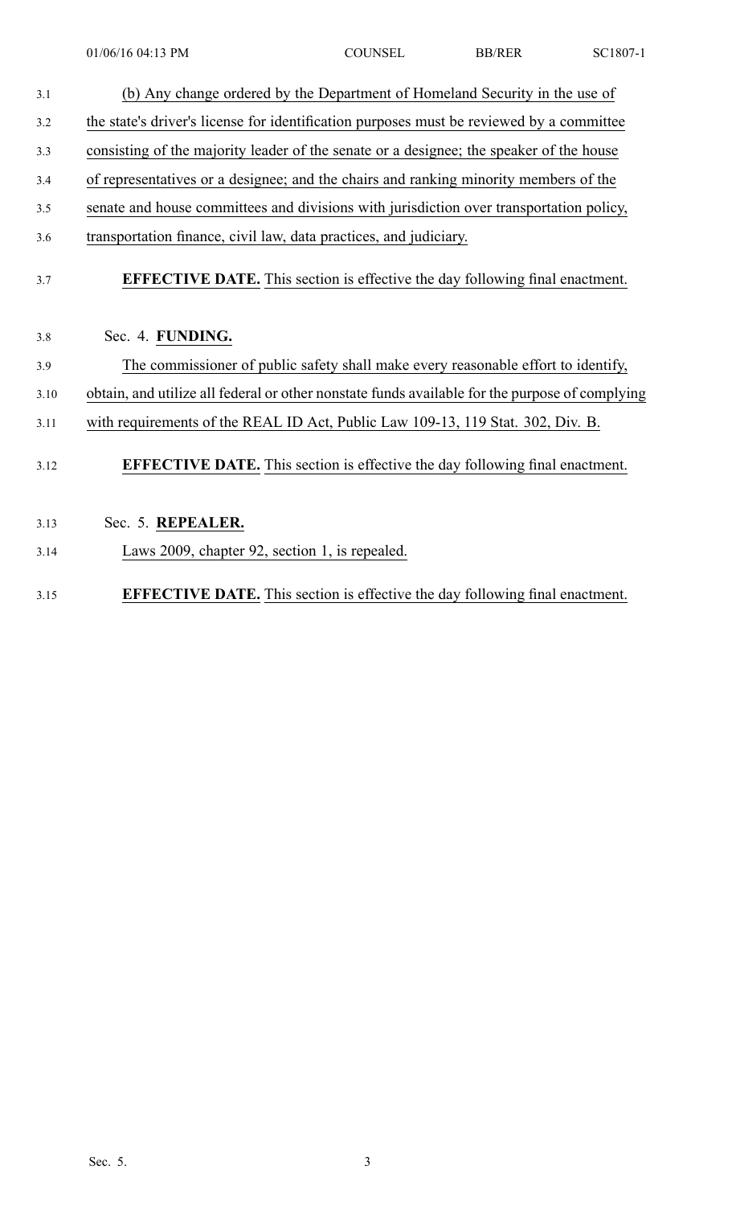(b) Any change ordered by the Department of Homeland Security in the use of the state's driver's license for identification purposes must be reviewed by a committee consisting of the majority leader of the senate or a designee; the speaker of the house of representatives or a designee; and the chairs and ranking minority members of the senate and house committees and divisions with jurisdiction over transportation policy, transportation finance, civil law, data practices, and judiciary.

**EFFECTIVE DATE.** This section is effective the day following final enactment.

Sec. 4. **FUNDING.**

The commissioner of public safety shall make every reasonable effort to identify, obtain, and utilize all federal or other nonstate funds available for the purpose of complying with requirements of the REAL ID Act, Public Law 109-13, 119 Stat. 302, Div. B.

**EFFECTIVE DATE.** This section is effective the day following final enactment.

Sec. 5. **REPEALER.**

Laws 2009, chapter 92, section 1, is repealed.

**EFFECTIVE DATE.** This section is effective the day following final enactment.